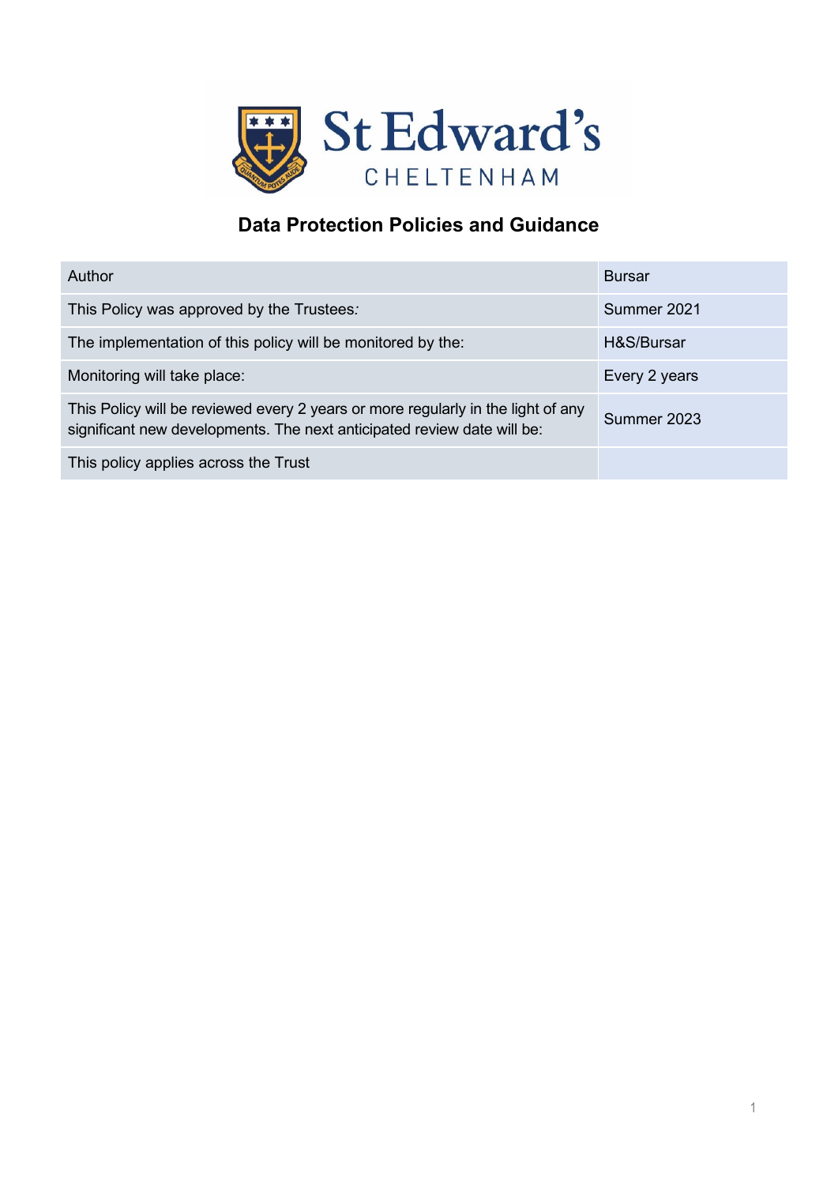# Data Protection Policies and Guidance

| | |
|---|---|
| Author | Bursar |
| This Policy was approved by the Trustees: | Summer 2021 |
| The implementation of this policy will be monitored by the: | H&S/Bursar |
| Monitoring will take place: | Every 2 years |
| This Policy will be reviewed every 2 years or more regularly in the light of any significant new developments. The next anticipated review date will be: | Summer 2023 |
| This policy applies across the Trust | |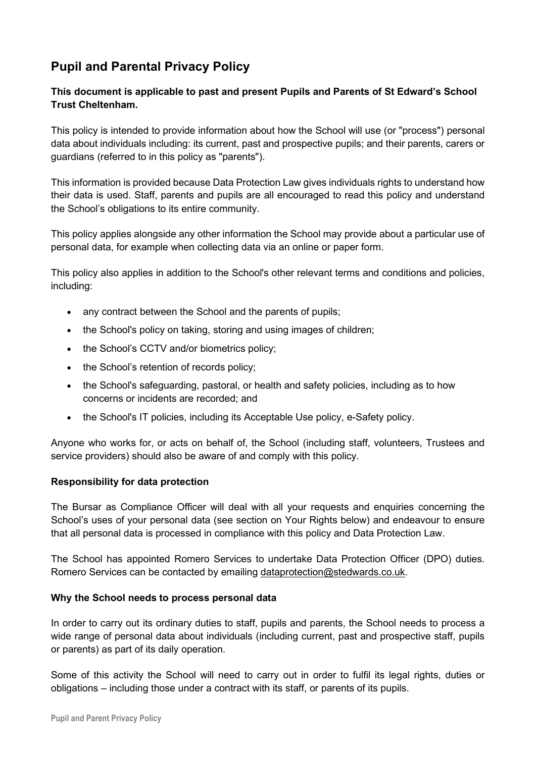## Pupil and Parental Privacy Policy

**This document is applicable to past and present Pupils and Parents of St Edward's School Trust Cheltenham.**

This policy is intended to provide information about how the School will use (or "process") personal data about individuals including: its current, past and prospective pupils; and their parents, carers or guardians (referred to in this policy as "parents").

This information is provided because Data Protection Law gives individuals rights to understand how their data is used. Staff, parents and pupils are all encouraged to read this policy and understand the School's obligations to its entire community.

This policy applies alongside any other information the School may provide about a particular use of personal data, for example when collecting data via an online or paper form.

This policy also applies in addition to the School's other relevant terms and conditions and policies, including:

- any contract between the School and the parents of pupils;
- the School's policy on taking, storing and using images of children;
- the School's CCTV and/or biometrics policy;
- the School's retention of records policy;
- the School's safeguarding, pastoral, or health and safety policies, including as to how concerns or incidents are recorded; and
- the School's IT policies, including its Acceptable Use policy, e-Safety policy.

Anyone who works for, or acts on behalf of, the School (including staff, volunteers, Trustees and service providers) should also be aware of and comply with this policy.

**Responsibility for data protection**

The Bursar as Compliance Officer will deal with all your requests and enquiries concerning the School's uses of your personal data (see section on Your Rights below) and endeavour to ensure that all personal data is processed in compliance with this policy and Data Protection Law.

The School has appointed Romero Services to undertake Data Protection Officer (DPO) duties. Romero Services can be contacted by emailing dataprotection@stedwards.co.uk.

**Why the School needs to process personal data**

In order to carry out its ordinary duties to staff, pupils and parents, the School needs to process a wide range of personal data about individuals (including current, past and prospective staff, pupils or parents) as part of its daily operation.

Some of this activity the School will need to carry out in order to fulfil its legal rights, duties or obligations – including those under a contract with its staff, or parents of its pupils.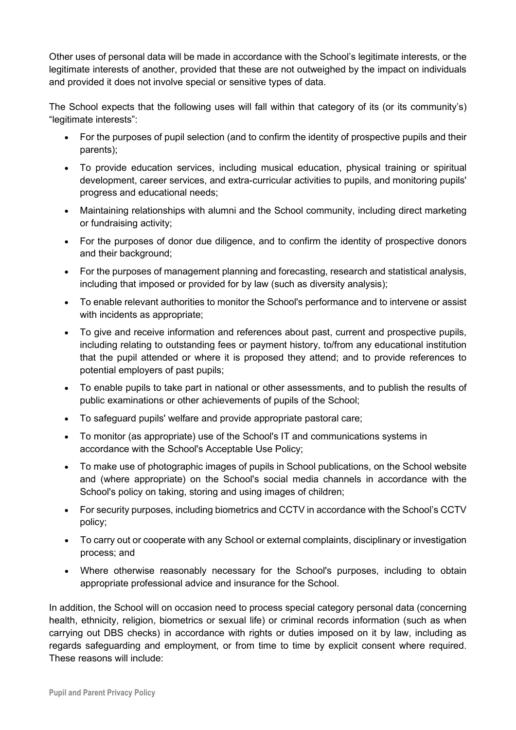Other uses of personal data will be made in accordance with the School's legitimate interests, or the legitimate interests of another, provided that these are not outweighed by the impact on individuals and provided it does not involve special or sensitive types of data.

The School expects that the following uses will fall within that category of its (or its community's) "legitimate interests":

- For the purposes of pupil selection (and to confirm the identity of prospective pupils and their parents);
- To provide education services, including musical education, physical training or spiritual development, career services, and extra-curricular activities to pupils, and monitoring pupils' progress and educational needs;
- Maintaining relationships with alumni and the School community, including direct marketing or fundraising activity;
- For the purposes of donor due diligence, and to confirm the identity of prospective donors and their background;
- For the purposes of management planning and forecasting, research and statistical analysis, including that imposed or provided for by law (such as diversity analysis);
- To enable relevant authorities to monitor the School's performance and to intervene or assist with incidents as appropriate;
- To give and receive information and references about past, current and prospective pupils, including relating to outstanding fees or payment history, to/from any educational institution that the pupil attended or where it is proposed they attend; and to provide references to potential employers of past pupils;
- To enable pupils to take part in national or other assessments, and to publish the results of public examinations or other achievements of pupils of the School;
- To safeguard pupils' welfare and provide appropriate pastoral care;
- To monitor (as appropriate) use of the School's IT and communications systems in accordance with the School's Acceptable Use Policy;
- To make use of photographic images of pupils in School publications, on the School website and (where appropriate) on the School's social media channels in accordance with the School's policy on taking, storing and using images of children;
- For security purposes, including biometrics and CCTV in accordance with the School's CCTV policy;
- To carry out or cooperate with any School or external complaints, disciplinary or investigation process; and
- Where otherwise reasonably necessary for the School's purposes, including to obtain appropriate professional advice and insurance for the School.

In addition, the School will on occasion need to process special category personal data (concerning health, ethnicity, religion, biometrics or sexual life) or criminal records information (such as when carrying out DBS checks) in accordance with rights or duties imposed on it by law, including as regards safeguarding and employment, or from time to time by explicit consent where required. These reasons will include: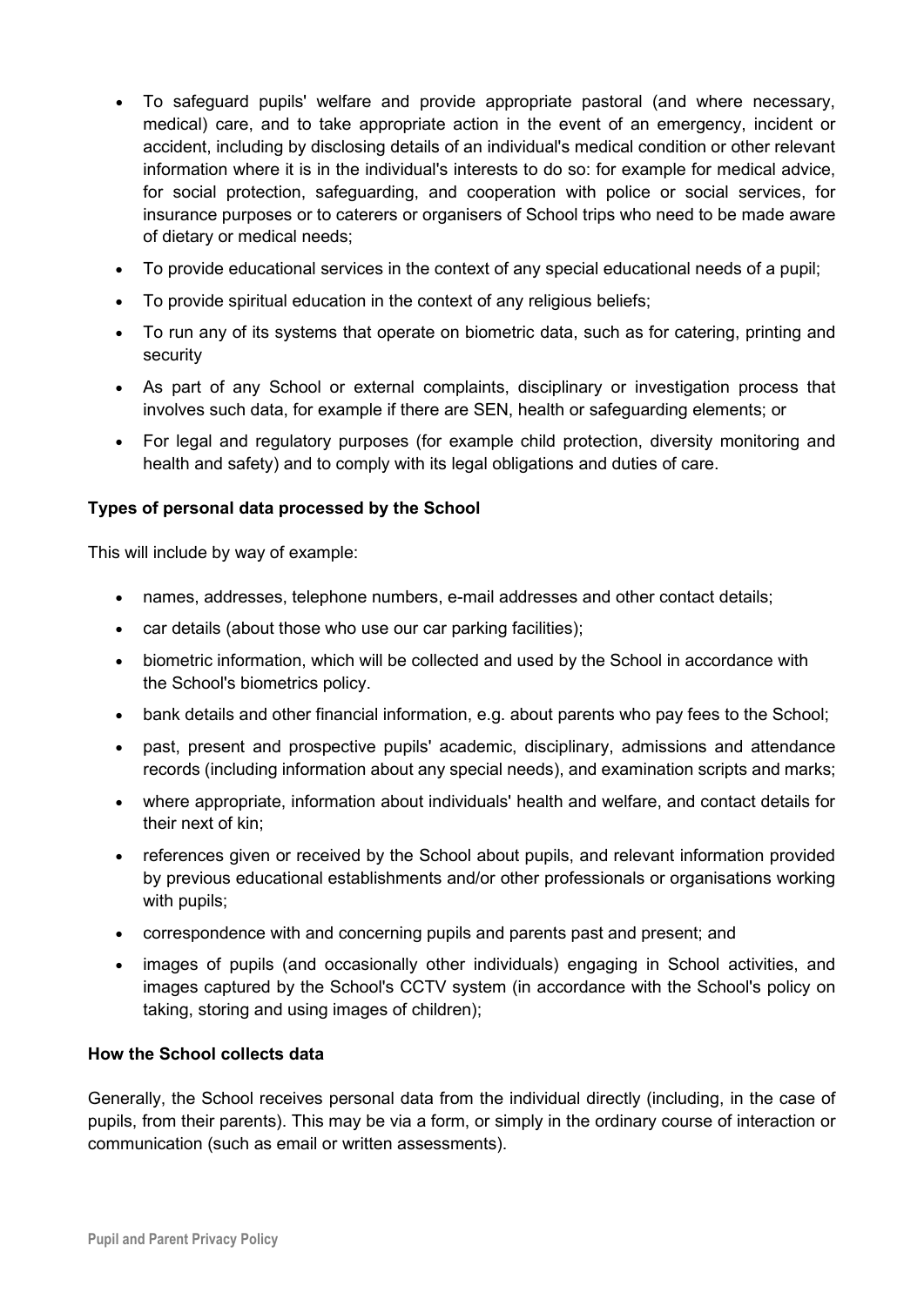- To safeguard pupils' welfare and provide appropriate pastoral (and where necessary, medical) care, and to take appropriate action in the event of an emergency, incident or accident, including by disclosing details of an individual's medical condition or other relevant information where it is in the individual's interests to do so: for example for medical advice, for social protection, safeguarding, and cooperation with police or social services, for insurance purposes or to caterers or organisers of School trips who need to be made aware of dietary or medical needs;
- To provide educational services in the context of any special educational needs of a pupil;
- To provide spiritual education in the context of any religious beliefs;
- To run any of its systems that operate on biometric data, such as for catering, printing and security
- As part of any School or external complaints, disciplinary or investigation process that involves such data, for example if there are SEN, health or safeguarding elements; or
- For legal and regulatory purposes (for example child protection, diversity monitoring and health and safety) and to comply with its legal obligations and duties of care.

**Types of personal data processed by the School**

This will include by way of example:

- names, addresses, telephone numbers, e-mail addresses and other contact details;
- car details (about those who use our car parking facilities);
- biometric information, which will be collected and used by the School in accordance with the School's biometrics policy.
- bank details and other financial information, e.g. about parents who pay fees to the School;
- past, present and prospective pupils' academic, disciplinary, admissions and attendance records (including information about any special needs), and examination scripts and marks;
- where appropriate, information about individuals' health and welfare, and contact details for their next of kin;
- references given or received by the School about pupils, and relevant information provided by previous educational establishments and/or other professionals or organisations working with pupils;
- correspondence with and concerning pupils and parents past and present; and
- images of pupils (and occasionally other individuals) engaging in School activities, and images captured by the School's CCTV system (in accordance with the School's policy on taking, storing and using images of children);

**How the School collects data**

Generally, the School receives personal data from the individual directly (including, in the case of pupils, from their parents). This may be via a form, or simply in the ordinary course of interaction or communication (such as email or written assessments).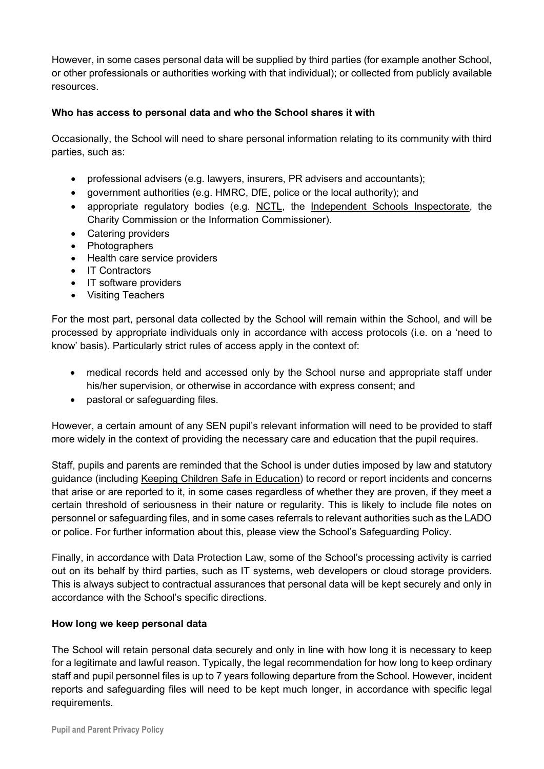However, in some cases personal data will be supplied by third parties (for example another School, or other professionals or authorities working with that individual); or collected from publicly available resources.

**Who has access to personal data and who the School shares it with**

Occasionally, the School will need to share personal information relating to its community with third parties, such as:

- professional advisers (e.g. lawyers, insurers, PR advisers and accountants);
- government authorities (e.g. HMRC, DfE, police or the local authority); and
- appropriate regulatory bodies (e.g. NCTL, the Independent Schools Inspectorate, the Charity Commission or the Information Commissioner).
- Catering providers
- Photographers
- Health care service providers
- IT Contractors
- IT software providers
- Visiting Teachers

For the most part, personal data collected by the School will remain within the School, and will be processed by appropriate individuals only in accordance with access protocols (i.e. on a 'need to know' basis). Particularly strict rules of access apply in the context of:

- medical records held and accessed only by the School nurse and appropriate staff under his/her supervision, or otherwise in accordance with express consent; and
- pastoral or safeguarding files.

However, a certain amount of any SEN pupil's relevant information will need to be provided to staff more widely in the context of providing the necessary care and education that the pupil requires.

Staff, pupils and parents are reminded that the School is under duties imposed by law and statutory guidance (including Keeping Children Safe in Education) to record or report incidents and concerns that arise or are reported to it, in some cases regardless of whether they are proven, if they meet a certain threshold of seriousness in their nature or regularity. This is likely to include file notes on personnel or safeguarding files, and in some cases referrals to relevant authorities such as the LADO or police. For further information about this, please view the School's Safeguarding Policy.

Finally, in accordance with Data Protection Law, some of the School's processing activity is carried out on its behalf by third parties, such as IT systems, web developers or cloud storage providers. This is always subject to contractual assurances that personal data will be kept securely and only in accordance with the School's specific directions.

**How long we keep personal data**

The School will retain personal data securely and only in line with how long it is necessary to keep for a legitimate and lawful reason. Typically, the legal recommendation for how long to keep ordinary staff and pupil personnel files is up to 7 years following departure from the School. However, incident reports and safeguarding files will need to be kept much longer, in accordance with specific legal requirements.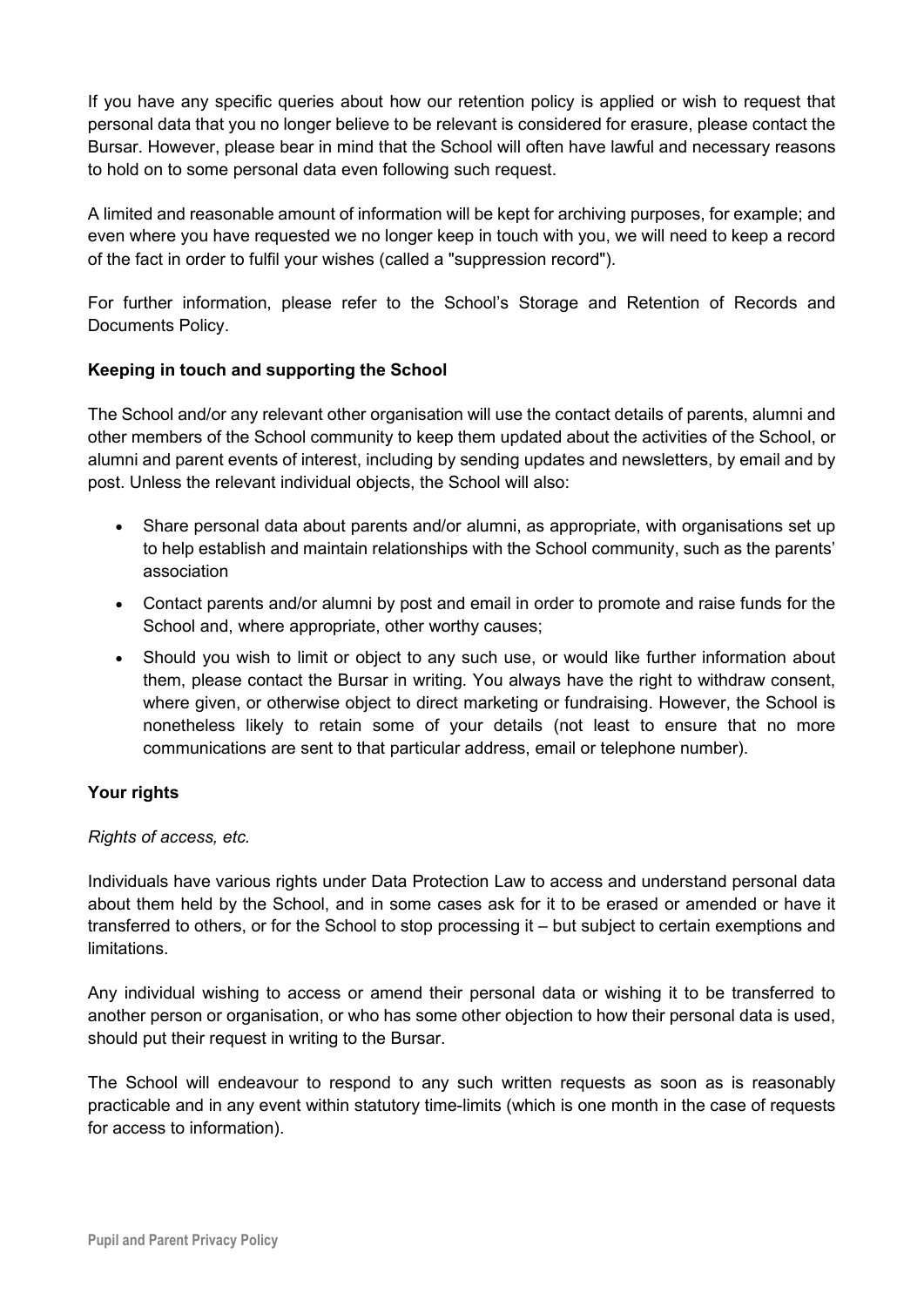If you have any specific queries about how our retention policy is applied or wish to request that personal data that you no longer believe to be relevant is considered for erasure, please contact the Bursar. However, please bear in mind that the School will often have lawful and necessary reasons to hold on to some personal data even following such request.

A limited and reasonable amount of information will be kept for archiving purposes, for example; and even where you have requested we no longer keep in touch with you, we will need to keep a record of the fact in order to fulfil your wishes (called a "suppression record").

For further information, please refer to the School's Storage and Retention of Records and Documents Policy.

**Keeping in touch and supporting the School**

The School and/or any relevant other organisation will use the contact details of parents, alumni and other members of the School community to keep them updated about the activities of the School, or alumni and parent events of interest, including by sending updates and newsletters, by email and by post. Unless the relevant individual objects, the School will also:

- Share personal data about parents and/or alumni, as appropriate, with organisations set up to help establish and maintain relationships with the School community, such as the parents' association
- Contact parents and/or alumni by post and email in order to promote and raise funds for the School and, where appropriate, other worthy causes;
- Should you wish to limit or object to any such use, or would like further information about them, please contact the Bursar in writing. You always have the right to withdraw consent, where given, or otherwise object to direct marketing or fundraising. However, the School is nonetheless likely to retain some of your details (not least to ensure that no more communications are sent to that particular address, email or telephone number).

**Your rights**

*Rights of access, etc.*

Individuals have various rights under Data Protection Law to access and understand personal data about them held by the School, and in some cases ask for it to be erased or amended or have it transferred to others, or for the School to stop processing it – but subject to certain exemptions and limitations.

Any individual wishing to access or amend their personal data or wishing it to be transferred to another person or organisation, or who has some other objection to how their personal data is used, should put their request in writing to the Bursar.

The School will endeavour to respond to any such written requests as soon as is reasonably practicable and in any event within statutory time-limits (which is one month in the case of requests for access to information).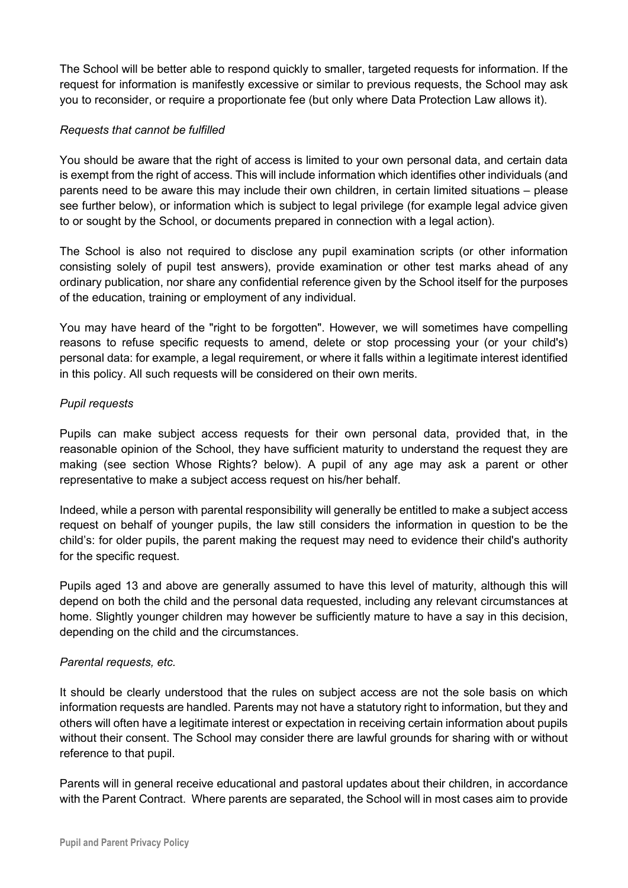The School will be better able to respond quickly to smaller, targeted requests for information. If the request for information is manifestly excessive or similar to previous requests, the School may ask you to reconsider, or require a proportionate fee (but only where Data Protection Law allows it).

*Requests that cannot be fulfilled*

You should be aware that the right of access is limited to your own personal data, and certain data is exempt from the right of access. This will include information which identifies other individuals (and parents need to be aware this may include their own children, in certain limited situations – please see further below), or information which is subject to legal privilege (for example legal advice given to or sought by the School, or documents prepared in connection with a legal action).

The School is also not required to disclose any pupil examination scripts (or other information consisting solely of pupil test answers), provide examination or other test marks ahead of any ordinary publication, nor share any confidential reference given by the School itself for the purposes of the education, training or employment of any individual.

You may have heard of the "right to be forgotten". However, we will sometimes have compelling reasons to refuse specific requests to amend, delete or stop processing your (or your child's) personal data: for example, a legal requirement, or where it falls within a legitimate interest identified in this policy. All such requests will be considered on their own merits.

*Pupil requests*

Pupils can make subject access requests for their own personal data, provided that, in the reasonable opinion of the School, they have sufficient maturity to understand the request they are making (see section Whose Rights? below). A pupil of any age may ask a parent or other representative to make a subject access request on his/her behalf.

Indeed, while a person with parental responsibility will generally be entitled to make a subject access request on behalf of younger pupils, the law still considers the information in question to be the child's: for older pupils, the parent making the request may need to evidence their child's authority for the specific request.

Pupils aged 13 and above are generally assumed to have this level of maturity, although this will depend on both the child and the personal data requested, including any relevant circumstances at home. Slightly younger children may however be sufficiently mature to have a say in this decision, depending on the child and the circumstances.

*Parental requests, etc.*

It should be clearly understood that the rules on subject access are not the sole basis on which information requests are handled. Parents may not have a statutory right to information, but they and others will often have a legitimate interest or expectation in receiving certain information about pupils without their consent. The School may consider there are lawful grounds for sharing with or without reference to that pupil.

Parents will in general receive educational and pastoral updates about their children, in accordance with the Parent Contract. Where parents are separated, the School will in most cases aim to provide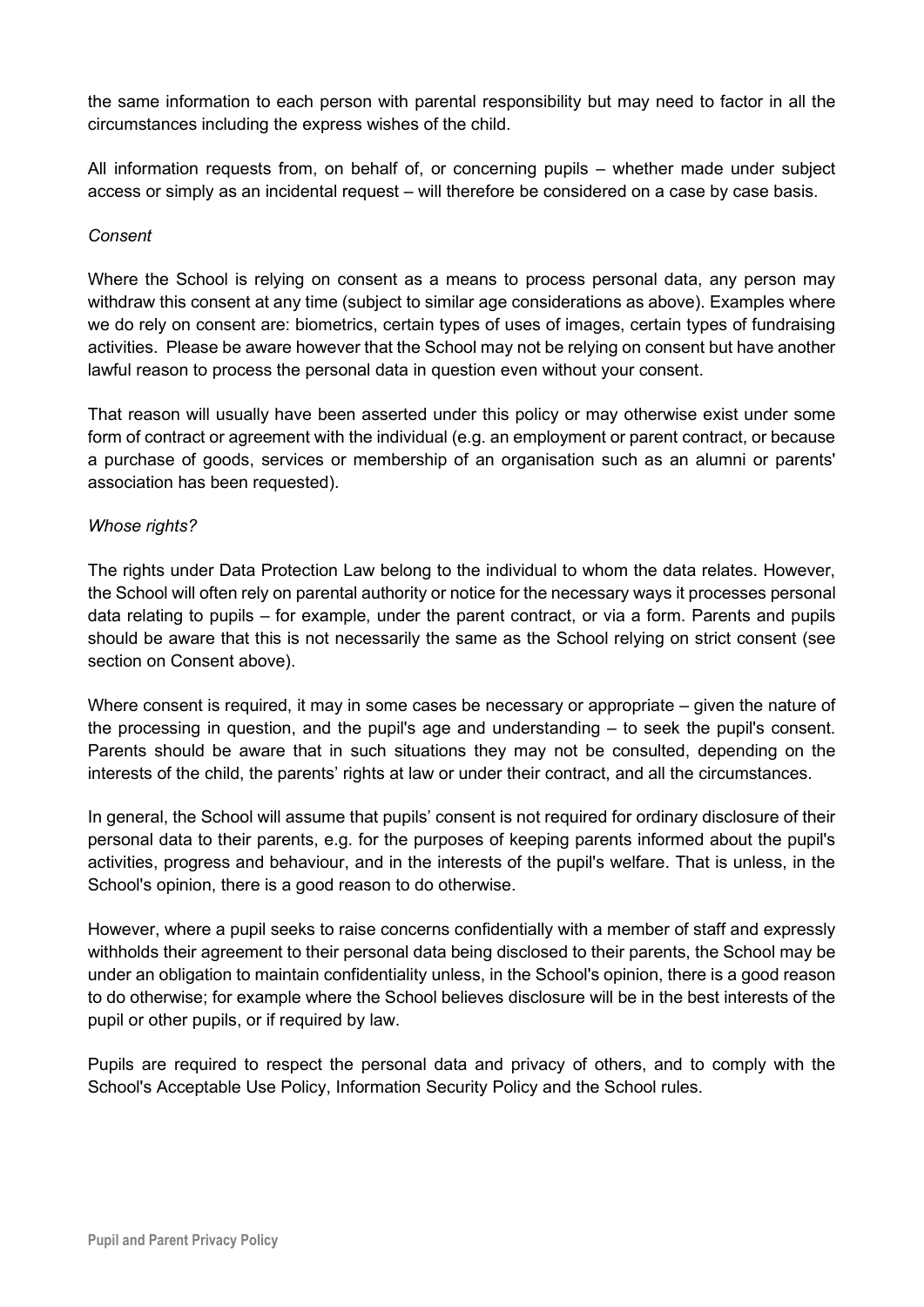the same information to each person with parental responsibility but may need to factor in all the circumstances including the express wishes of the child.

All information requests from, on behalf of, or concerning pupils – whether made under subject access or simply as an incidental request – will therefore be considered on a case by case basis.

*Consent*

Where the School is relying on consent as a means to process personal data, any person may withdraw this consent at any time (subject to similar age considerations as above). Examples where we do rely on consent are: biometrics, certain types of uses of images, certain types of fundraising activities. Please be aware however that the School may not be relying on consent but have another lawful reason to process the personal data in question even without your consent.

That reason will usually have been asserted under this policy or may otherwise exist under some form of contract or agreement with the individual (e.g. an employment or parent contract, or because a purchase of goods, services or membership of an organisation such as an alumni or parents' association has been requested).

*Whose rights?*

The rights under Data Protection Law belong to the individual to whom the data relates. However, the School will often rely on parental authority or notice for the necessary ways it processes personal data relating to pupils – for example, under the parent contract, or via a form. Parents and pupils should be aware that this is not necessarily the same as the School relying on strict consent (see section on Consent above).

Where consent is required, it may in some cases be necessary or appropriate – given the nature of the processing in question, and the pupil's age and understanding – to seek the pupil's consent. Parents should be aware that in such situations they may not be consulted, depending on the interests of the child, the parents' rights at law or under their contract, and all the circumstances.

In general, the School will assume that pupils' consent is not required for ordinary disclosure of their personal data to their parents, e.g. for the purposes of keeping parents informed about the pupil's activities, progress and behaviour, and in the interests of the pupil's welfare. That is unless, in the School's opinion, there is a good reason to do otherwise.

However, where a pupil seeks to raise concerns confidentially with a member of staff and expressly withholds their agreement to their personal data being disclosed to their parents, the School may be under an obligation to maintain confidentiality unless, in the School's opinion, there is a good reason to do otherwise; for example where the School believes disclosure will be in the best interests of the pupil or other pupils, or if required by law.

Pupils are required to respect the personal data and privacy of others, and to comply with the School's Acceptable Use Policy, Information Security Policy and the School rules.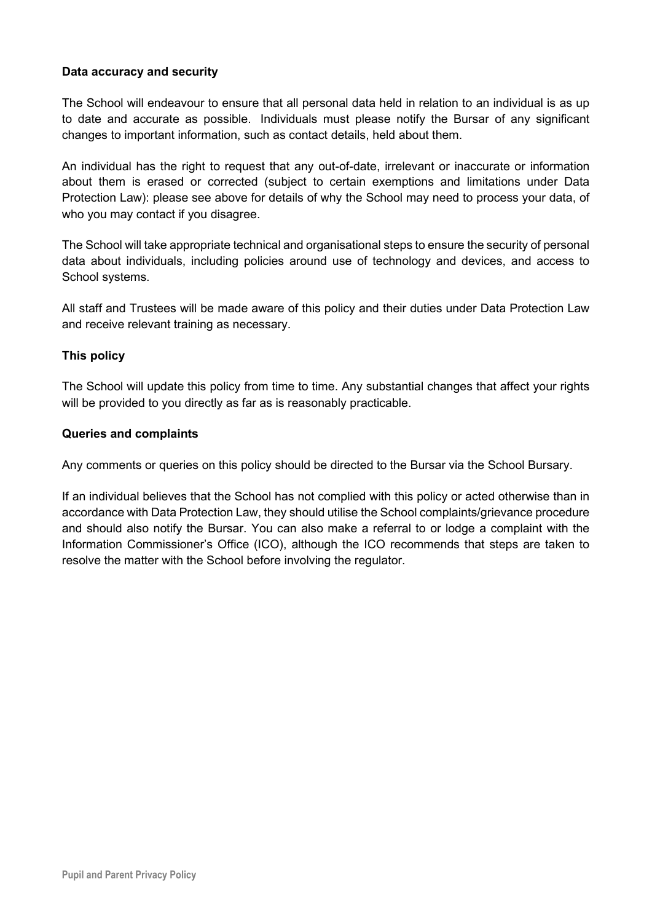**Data accuracy and security**

The School will endeavour to ensure that all personal data held in relation to an individual is as up to date and accurate as possible. Individuals must please notify the Bursar of any significant changes to important information, such as contact details, held about them.

An individual has the right to request that any out-of-date, irrelevant or inaccurate or information about them is erased or corrected (subject to certain exemptions and limitations under Data Protection Law): please see above for details of why the School may need to process your data, of who you may contact if you disagree.

The School will take appropriate technical and organisational steps to ensure the security of personal data about individuals, including policies around use of technology and devices, and access to School systems.

All staff and Trustees will be made aware of this policy and their duties under Data Protection Law and receive relevant training as necessary.

**This policy**

The School will update this policy from time to time. Any substantial changes that affect your rights will be provided to you directly as far as is reasonably practicable.

**Queries and complaints**

Any comments or queries on this policy should be directed to the Bursar via the School Bursary.

If an individual believes that the School has not complied with this policy or acted otherwise than in accordance with Data Protection Law, they should utilise the School complaints/grievance procedure and should also notify the Bursar. You can also make a referral to or lodge a complaint with the Information Commissioner's Office (ICO), although the ICO recommends that steps are taken to resolve the matter with the School before involving the regulator.